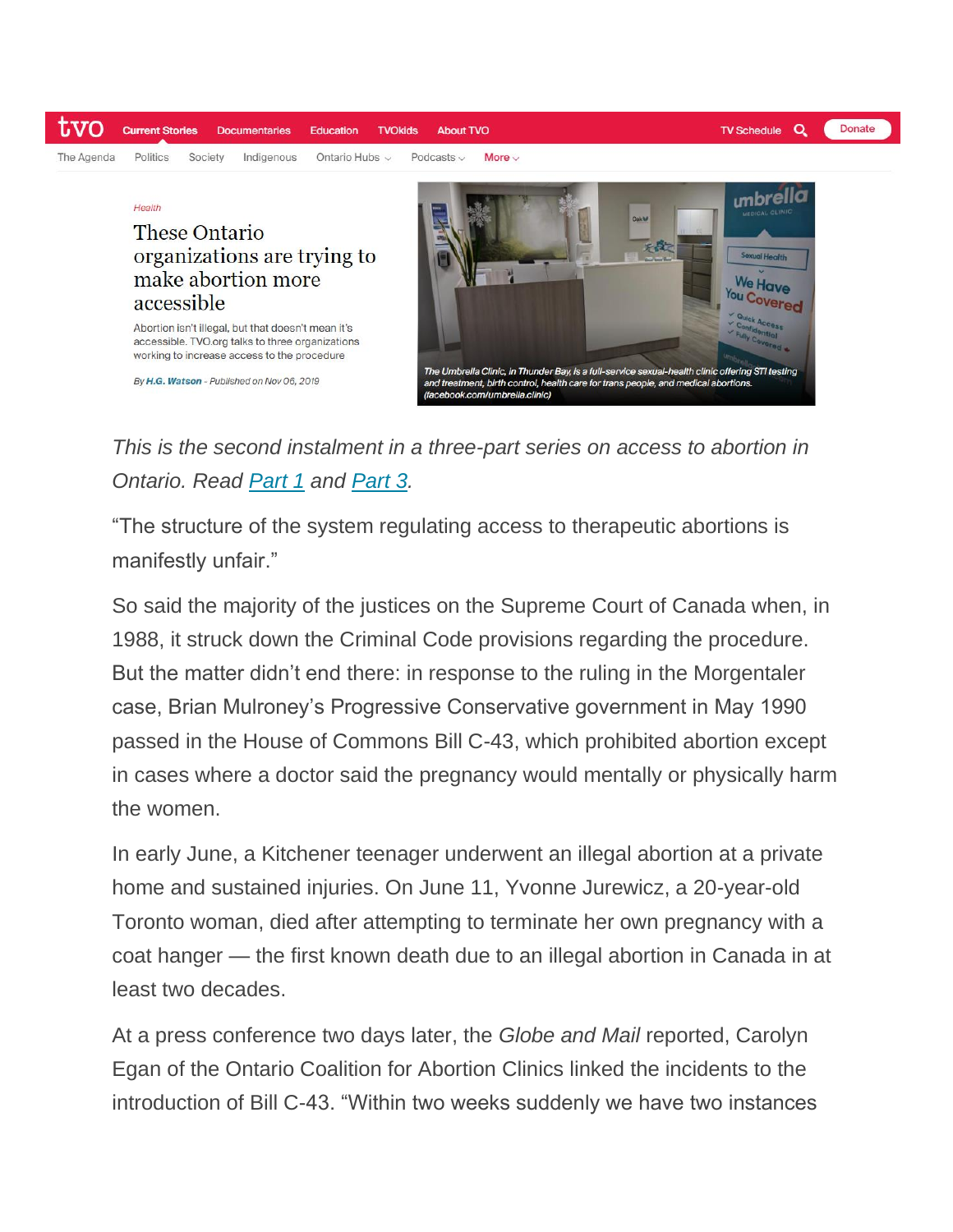Health

# These Ontario organizations are trying to make abortion more accessible

Abortion isn't illegal, but that doesn't mean it's accessible. TVO.org talks to three organizations working to increase access to the procedure

By **H.G. Watson** - Published on Nov 06, 2019

*The Umbrella Clinic, in Thunder Bay, is a full-service sexual-health clinic offering STI testing and treatment, birth control, health care for trans people, and medical abortions. (facebook.com/umbrella.clinic)*

*This is the second instalment in a three-part series on access to abortion in Ontario. Read Part 1 and Part 3.*

"The structure of the system regulating access to therapeutic abortions is manifestly unfair."

So said the majority of the justices on the Supreme Court of Canada when, in 1988, it struck down the Criminal Code provisions regarding the procedure. But the matter didn't end there: in response to the ruling in the Morgentaler case, Brian Mulroney's Progressive Conservative government in May 1990 passed in the House of Commons Bill C-43, which prohibited abortion except in cases where a doctor said the pregnancy would mentally or physically harm the women.

In early June, a Kitchener teenager underwent an illegal abortion at a private home and sustained injuries. On June 11, Yvonne Jurewicz, a 20-year-old Toronto woman, died after attempting to terminate her own pregnancy with a coat hanger — the first known death due to an illegal abortion in Canada in at least two decades.

At a press conference two days later, the *Globe and Mail* reported, Carolyn Egan of the Ontario Coalition for Abortion Clinics linked the incidents to the introduction of Bill C-43. "Within two weeks suddenly we have two instances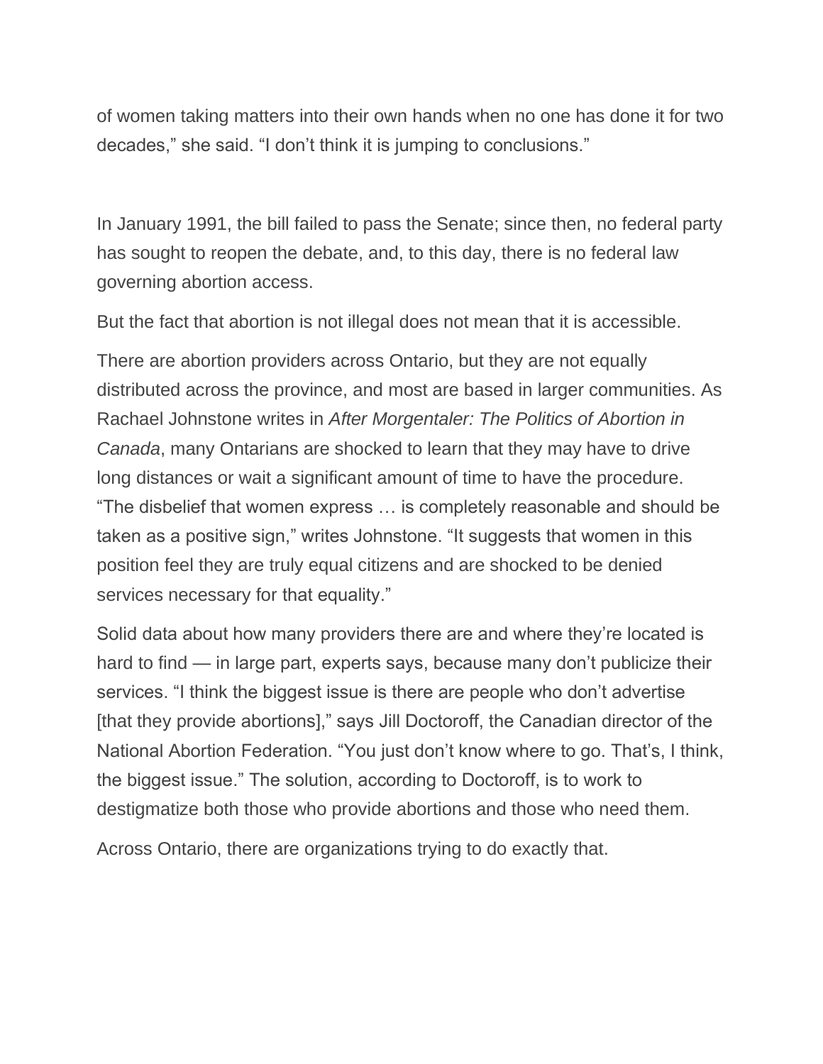of women taking matters into their own hands when no one has done it for two decades," she said. "I don't think it is jumping to conclusions."

In January 1991, the bill failed to pass the Senate; since then, no federal party has sought to reopen the debate, and, to this day, there is no federal law governing abortion access.

But the fact that abortion is not illegal does not mean that it is accessible.

There are abortion providers across Ontario, but they are not equally distributed across the province, and most are based in larger communities. As Rachael Johnstone writes in *After Morgentaler: The Politics of Abortion in Canada*, many Ontarians are shocked to learn that they may have to drive long distances or wait a significant amount of time to have the procedure. "The disbelief that women express … is completely reasonable and should be taken as a positive sign," writes Johnstone. "It suggests that women in this position feel they are truly equal citizens and are shocked to be denied services necessary for that equality."

Solid data about how many providers there are and where they're located is hard to find — in large part, experts says, because many don't publicize their services. "I think the biggest issue is there are people who don't advertise [that they provide abortions]," says Jill Doctoroff, the Canadian director of the National Abortion Federation. "You just don't know where to go. That's, I think, the biggest issue." The solution, according to Doctoroff, is to work to destigmatize both those who provide abortions and those who need them.

Across Ontario, there are organizations trying to do exactly that.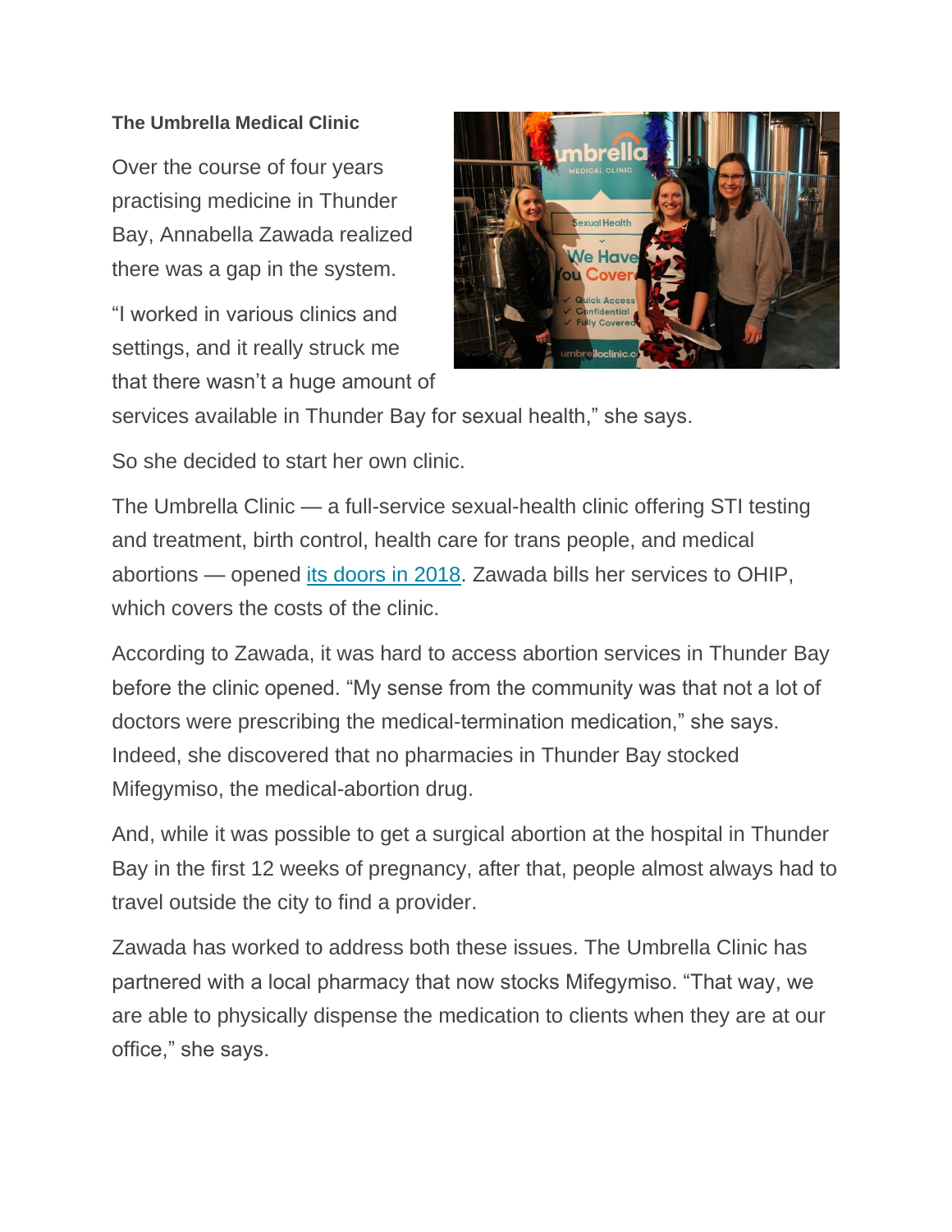**The Umbrella Medical Clinic**

Over the course of four years practising medicine in Thunder Bay, Annabella Zawada realized there was a gap in the system.

"I worked in various clinics and settings, and it really struck me that there wasn't a huge amount of services available in Thunder Bay for sexual health," she says.

So she decided to start her own clinic.

The Umbrella Clinic — a full-service sexual-health clinic offering STI testing and treatment, birth control, health care for trans people, and medical abortions — opened [its doors in 2018](). Zawada bills her services to OHIP, which covers the costs of the clinic.

According to Zawada, it was hard to access abortion services in Thunder Bay before the clinic opened. "My sense from the community was that not a lot of doctors were prescribing the medical-termination medication," she says. Indeed, she discovered that no pharmacies in Thunder Bay stocked Mifegymiso, the medical-abortion drug.

And, while it was possible to get a surgical abortion at the hospital in Thunder Bay in the first 12 weeks of pregnancy, after that, people almost always had to travel outside the city to find a provider.

Zawada has worked to address both these issues. The Umbrella Clinic has partnered with a local pharmacy that now stocks Mifegymiso. "That way, we are able to physically dispense the medication to clients when they are at our office," she says.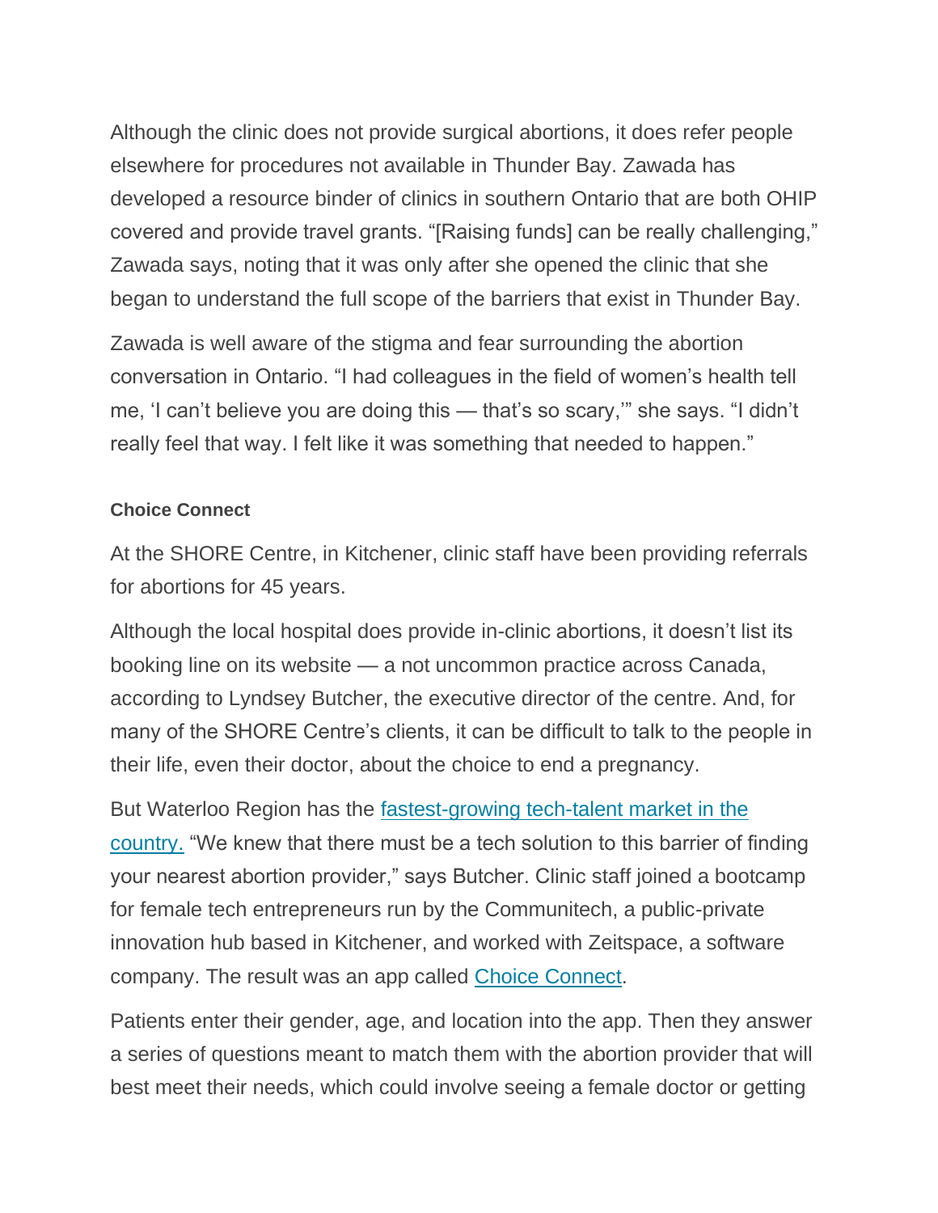Although the clinic does not provide surgical abortions, it does refer people elsewhere for procedures not available in Thunder Bay. Zawada has developed a resource binder of clinics in southern Ontario that are both OHIP covered and provide travel grants. “[Raising funds] can be really challenging,” Zawada says, noting that it was only after she opened the clinic that she began to understand the full scope of the barriers that exist in Thunder Bay.

Zawada is well aware of the stigma and fear surrounding the abortion conversation in Ontario. “I had colleagues in the field of women’s health tell me, ‘I can’t believe you are doing this — that’s so scary,’” she says. “I didn’t really feel that way. I felt like it was something that needed to happen.”

**Choice Connect**

At the SHORE Centre, in Kitchener, clinic staff have been providing referrals for abortions for 45 years.

Although the local hospital does provide in-clinic abortions, it doesn’t list its booking line on its website — a not uncommon practice across Canada, according to Lyndsey Butcher, the executive director of the centre. And, for many of the SHORE Centre’s clients, it can be difficult to talk to the people in their life, even their doctor, about the choice to end a pregnancy.

But Waterloo Region has the [fastest-growing tech-talent market in the country.](#) “We knew that there must be a tech solution to this barrier of finding your nearest abortion provider,” says Butcher. Clinic staff joined a bootcamp for female tech entrepreneurs run by the Communitech, a public-private innovation hub based in Kitchener, and worked with Zeitspace, a software company. The result was an app called [Choice Connect](#).

Patients enter their gender, age, and location into the app. Then they answer a series of questions meant to match them with the abortion provider that will best meet their needs, which could involve seeing a female doctor or getting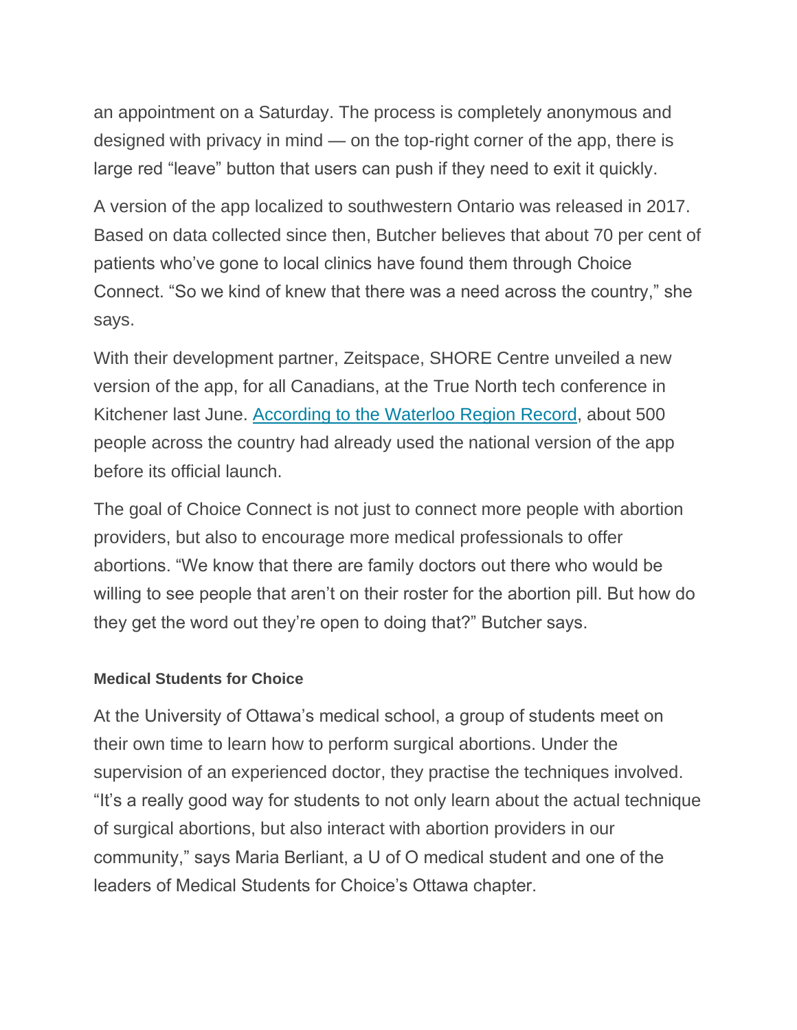an appointment on a Saturday. The process is completely anonymous and designed with privacy in mind — on the top-right corner of the app, there is large red "leave" button that users can push if they need to exit it quickly.

A version of the app localized to southwestern Ontario was released in 2017. Based on data collected since then, Butcher believes that about 70 per cent of patients who've gone to local clinics have found them through Choice Connect. "So we kind of knew that there was a need across the country," she says.

With their development partner, Zeitspace, SHORE Centre unveiled a new version of the app, for all Canadians, at the True North tech conference in Kitchener last June. According to the Waterloo Region Record, about 500 people across the country had already used the national version of the app before its official launch.

The goal of Choice Connect is not just to connect more people with abortion providers, but also to encourage more medical professionals to offer abortions. "We know that there are family doctors out there who would be willing to see people that aren't on their roster for the abortion pill. But how do they get the word out they're open to doing that?" Butcher says.

#### Medical Students for Choice

At the University of Ottawa's medical school, a group of students meet on their own time to learn how to perform surgical abortions. Under the supervision of an experienced doctor, they practise the techniques involved. "It's a really good way for students to not only learn about the actual technique of surgical abortions, but also interact with abortion providers in our community," says Maria Berliant, a U of O medical student and one of the leaders of Medical Students for Choice's Ottawa chapter.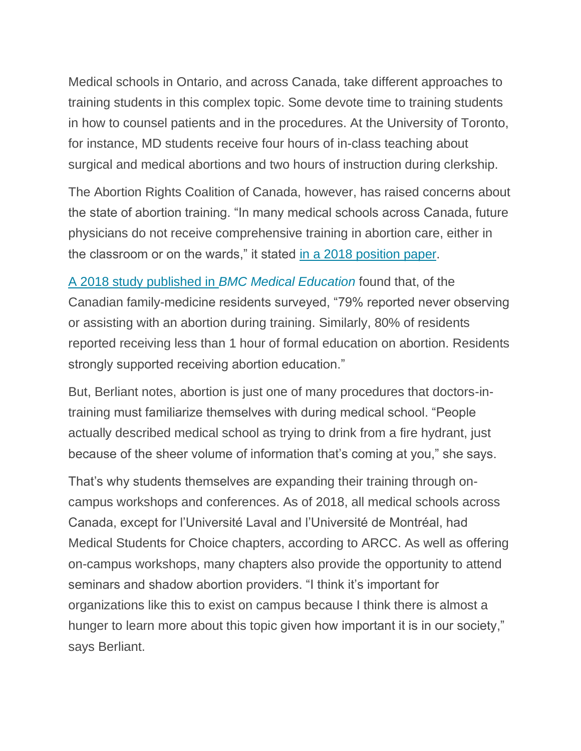Medical schools in Ontario, and across Canada, take different approaches to training students in this complex topic. Some devote time to training students in how to counsel patients and in the procedures. At the University of Toronto, for instance, MD students receive four hours of in-class teaching about surgical and medical abortions and two hours of instruction during clerkship.

The Abortion Rights Coalition of Canada, however, has raised concerns about the state of abortion training. "In many medical schools across Canada, future physicians do not receive comprehensive training in abortion care, either in the classroom or on the wards," it stated in a 2018 position paper.

A 2018 study published in *BMC Medical Education* found that, of the Canadian family-medicine residents surveyed, "79% reported never observing or assisting with an abortion during training. Similarly, 80% of residents reported receiving less than 1 hour of formal education on abortion. Residents strongly supported receiving abortion education."

But, Berliant notes, abortion is just one of many procedures that doctors-in-training must familiarize themselves with during medical school. "People actually described medical school as trying to drink from a fire hydrant, just because of the sheer volume of information that's coming at you," she says.

That's why students themselves are expanding their training through on-campus workshops and conferences. As of 2018, all medical schools across Canada, except for l'Université Laval and l'Université de Montréal, had Medical Students for Choice chapters, according to ARCC. As well as offering on-campus workshops, many chapters also provide the opportunity to attend seminars and shadow abortion providers. "I think it's important for organizations like this to exist on campus because I think there is almost a hunger to learn more about this topic given how important it is in our society," says Berliant.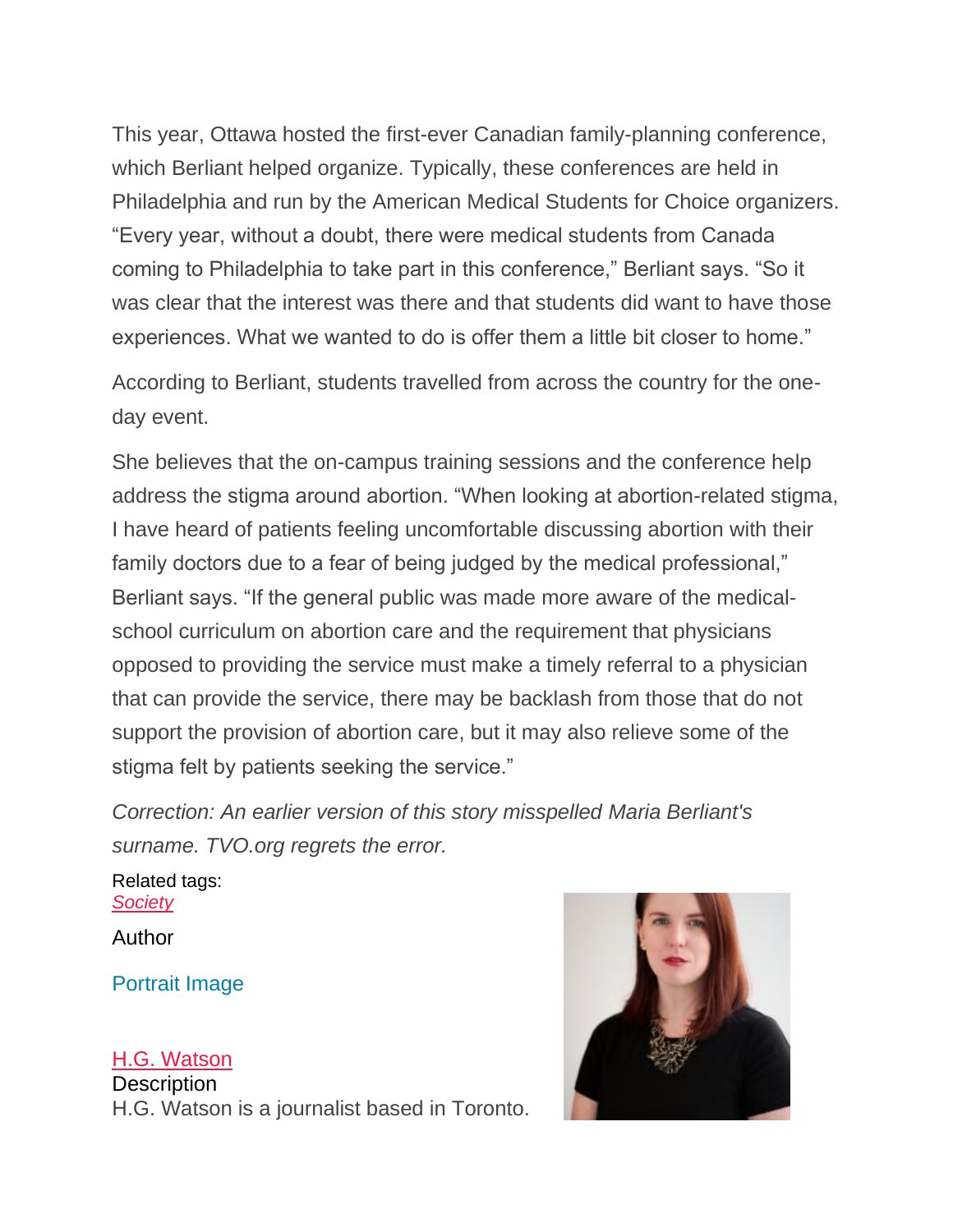This year, Ottawa hosted the first-ever Canadian family-planning conference, which Berliant helped organize. Typically, these conferences are held in Philadelphia and run by the American Medical Students for Choice organizers. "Every year, without a doubt, there were medical students from Canada coming to Philadelphia to take part in this conference," Berliant says. "So it was clear that the interest was there and that students did want to have those experiences. What we wanted to do is offer them a little bit closer to home."

According to Berliant, students travelled from across the country for the one-day event.

She believes that the on-campus training sessions and the conference help address the stigma around abortion. "When looking at abortion-related stigma, I have heard of patients feeling uncomfortable discussing abortion with their family doctors due to a fear of being judged by the medical professional," Berliant says. "If the general public was made more aware of the medical-school curriculum on abortion care and the requirement that physicians opposed to providing the service must make a timely referral to a physician that can provide the service, there may be backlash from those that do not support the provision of abortion care, but it may also relieve some of the stigma felt by patients seeking the service."

*Correction: An earlier version of this story misspelled Maria Berliant's surname. TVO.org regrets the error.*

Related tags:
*Society*

Author

Portrait Image

H.G. Watson
Description
H.G. Watson is a journalist based in Toronto.